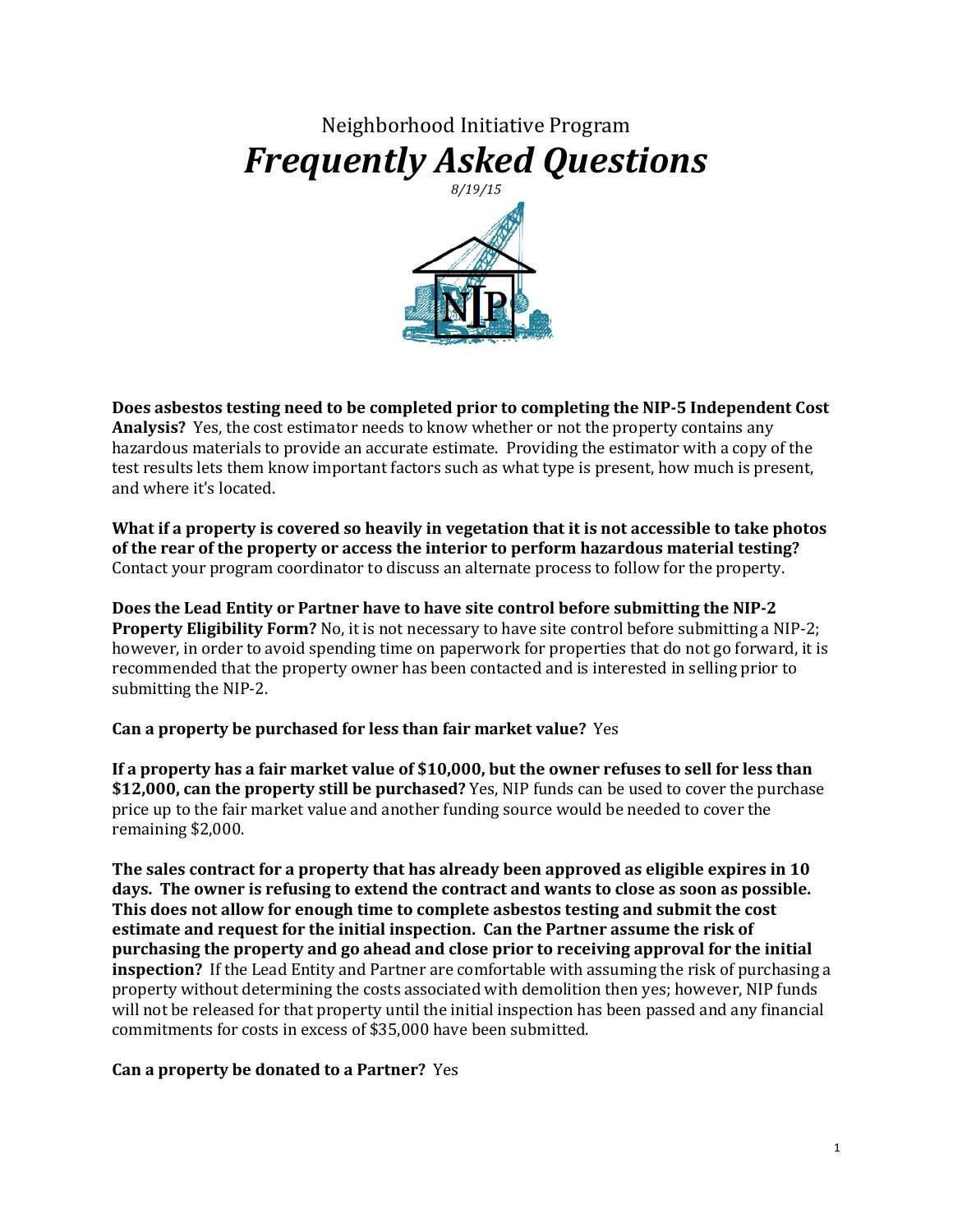# Neighborhood Initiative Program

# *Frequently Asked Questions*

*8/19/15*

**Does asbestos testing need to be completed prior to completing the NIP-5 Independent Cost Analysis?** Yes, the cost estimator needs to know whether or not the property contains any hazardous materials to provide an accurate estimate. Providing the estimator with a copy of the test results lets them know important factors such as what type is present, how much is present, and where it's located.

**What if a property is covered so heavily in vegetation that it is not accessible to take photos of the rear of the property or access the interior to perform hazardous material testing?** Contact your program coordinator to discuss an alternate process to follow for the property.

**Does the Lead Entity or Partner have to have site control before submitting the NIP-2 Property Eligibility Form?** No, it is not necessary to have site control before submitting a NIP-2; however, in order to avoid spending time on paperwork for properties that do not go forward, it is recommended that the property owner has been contacted and is interested in selling prior to submitting the NIP-2.

**Can a property be purchased for less than fair market value?** Yes

**If a property has a fair market value of $10,000, but the owner refuses to sell for less than $12,000, can the property still be purchased?** Yes, NIP funds can be used to cover the purchase price up to the fair market value and another funding source would be needed to cover the remaining $2,000.

**The sales contract for a property that has already been approved as eligible expires in 10 days. The owner is refusing to extend the contract and wants to close as soon as possible. This does not allow for enough time to complete asbestos testing and submit the cost estimate and request for the initial inspection. Can the Partner assume the risk of purchasing the property and go ahead and close prior to receiving approval for the initial inspection?** If the Lead Entity and Partner are comfortable with assuming the risk of purchasing a property without determining the costs associated with demolition then yes; however, NIP funds will not be released for that property until the initial inspection has been passed and any financial commitments for costs in excess of $35,000 have been submitted.

**Can a property be donated to a Partner?** Yes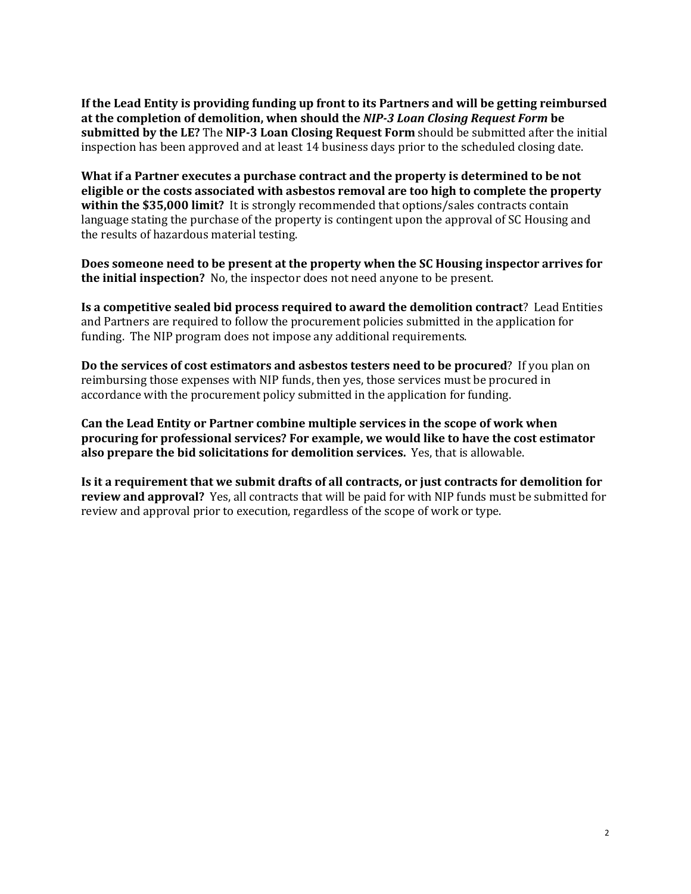**If the Lead Entity is providing funding up front to its Partners and will be getting reimbursed at the completion of demolition, when should the *NIP-3 Loan Closing Request Form* be submitted by the LE?** The **NIP-3 Loan Closing Request Form** should be submitted after the initial inspection has been approved and at least 14 business days prior to the scheduled closing date.

**What if a Partner executes a purchase contract and the property is determined to be not eligible or the costs associated with asbestos removal are too high to complete the property within the $35,000 limit?** It is strongly recommended that options/sales contracts contain language stating the purchase of the property is contingent upon the approval of SC Housing and the results of hazardous material testing.

**Does someone need to be present at the property when the SC Housing inspector arrives for the initial inspection?** No, the inspector does not need anyone to be present.

**Is a competitive sealed bid process required to award the demolition contract**? Lead Entities and Partners are required to follow the procurement policies submitted in the application for funding. The NIP program does not impose any additional requirements.

**Do the services of cost estimators and asbestos testers need to be procured**? If you plan on reimbursing those expenses with NIP funds, then yes, those services must be procured in accordance with the procurement policy submitted in the application for funding.

**Can the Lead Entity or Partner combine multiple services in the scope of work when procuring for professional services? For example, we would like to have the cost estimator also prepare the bid solicitations for demolition services.** Yes, that is allowable.

**Is it a requirement that we submit drafts of all contracts, or just contracts for demolition for review and approval?** Yes, all contracts that will be paid for with NIP funds must be submitted for review and approval prior to execution, regardless of the scope of work or type.